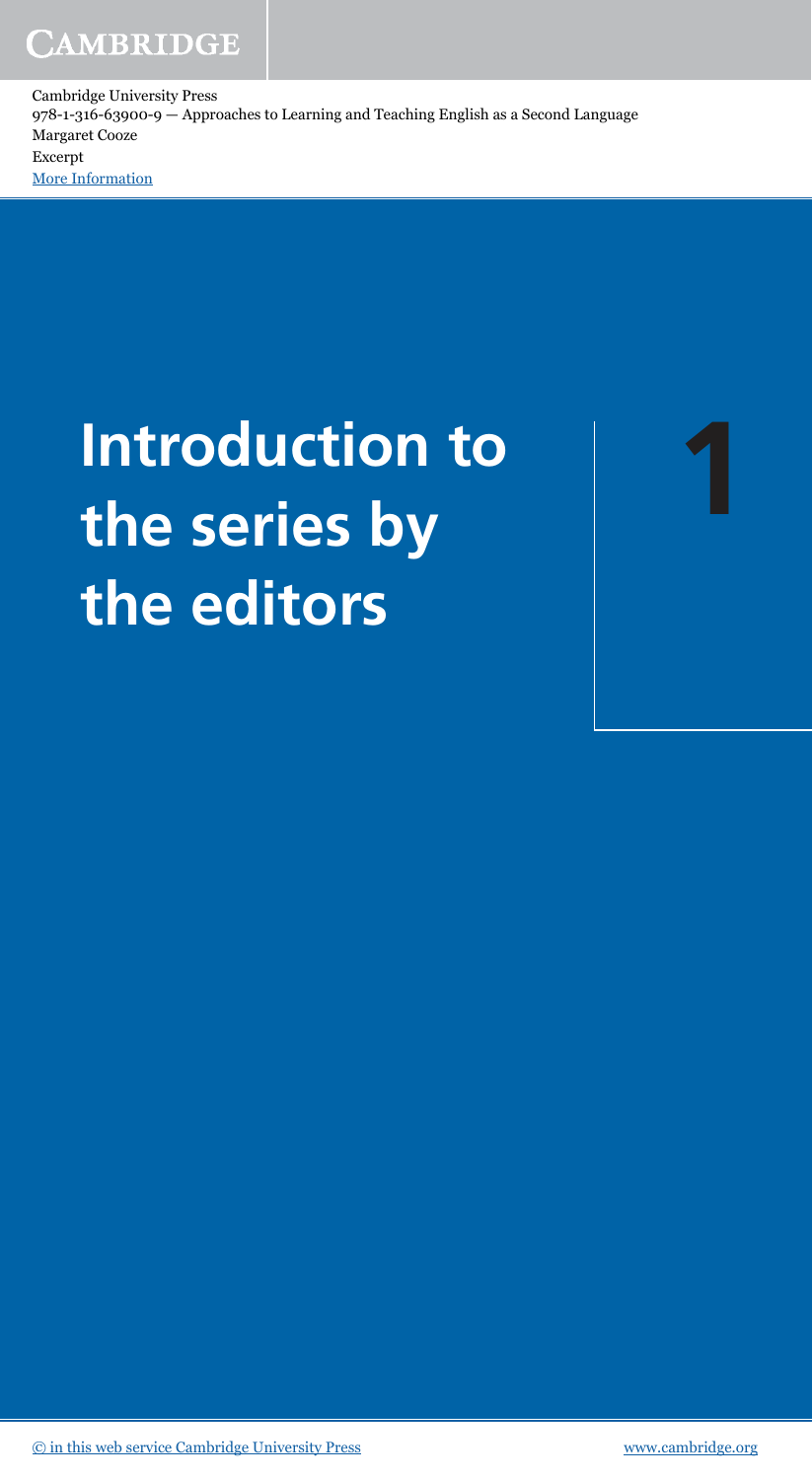Cambridge University Press
978-1-316-63900-9 — Approaches to Learning and Teaching English as a Second Language
Margaret Cooze
Excerpt
More Information

# Introduction to the series by the editors

# 1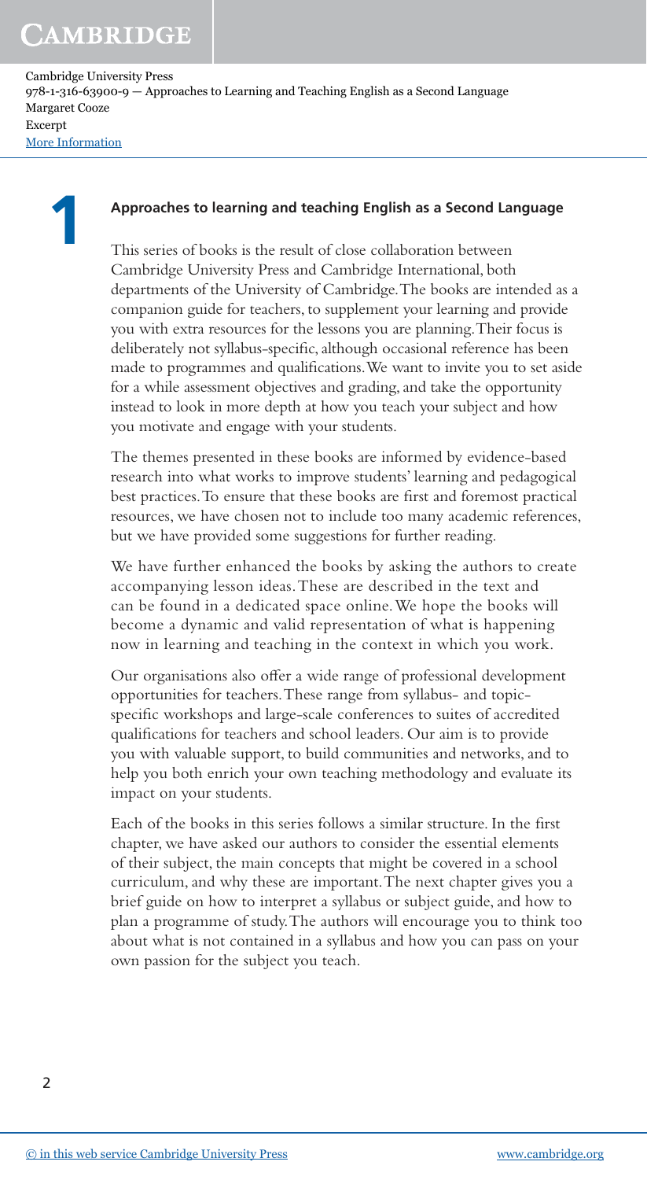# 1 Approaches to learning and teaching English as a Second Language

This series of books is the result of close collaboration between Cambridge University Press and Cambridge International, both departments of the University of Cambridge. The books are intended as a companion guide for teachers, to supplement your learning and provide you with extra resources for the lessons you are planning. Their focus is deliberately not syllabus-specific, although occasional reference has been made to programmes and qualifications. We want to invite you to set aside for a while assessment objectives and grading, and take the opportunity instead to look in more depth at how you teach your subject and how you motivate and engage with your students.

The themes presented in these books are informed by evidence-based research into what works to improve students' learning and pedagogical best practices. To ensure that these books are first and foremost practical resources, we have chosen not to include too many academic references, but we have provided some suggestions for further reading.

We have further enhanced the books by asking the authors to create accompanying lesson ideas. These are described in the text and can be found in a dedicated space online. We hope the books will become a dynamic and valid representation of what is happening now in learning and teaching in the context in which you work.

Our organisations also offer a wide range of professional development opportunities for teachers. These range from syllabus- and topic-specific workshops and large-scale conferences to suites of accredited qualifications for teachers and school leaders. Our aim is to provide you with valuable support, to build communities and networks, and to help you both enrich your own teaching methodology and evaluate its impact on your students.

Each of the books in this series follows a similar structure. In the first chapter, we have asked our authors to consider the essential elements of their subject, the main concepts that might be covered in a school curriculum, and why these are important. The next chapter gives you a brief guide on how to interpret a syllabus or subject guide, and how to plan a programme of study. The authors will encourage you to think too about what is not contained in a syllabus and how you can pass on your own passion for the subject you teach.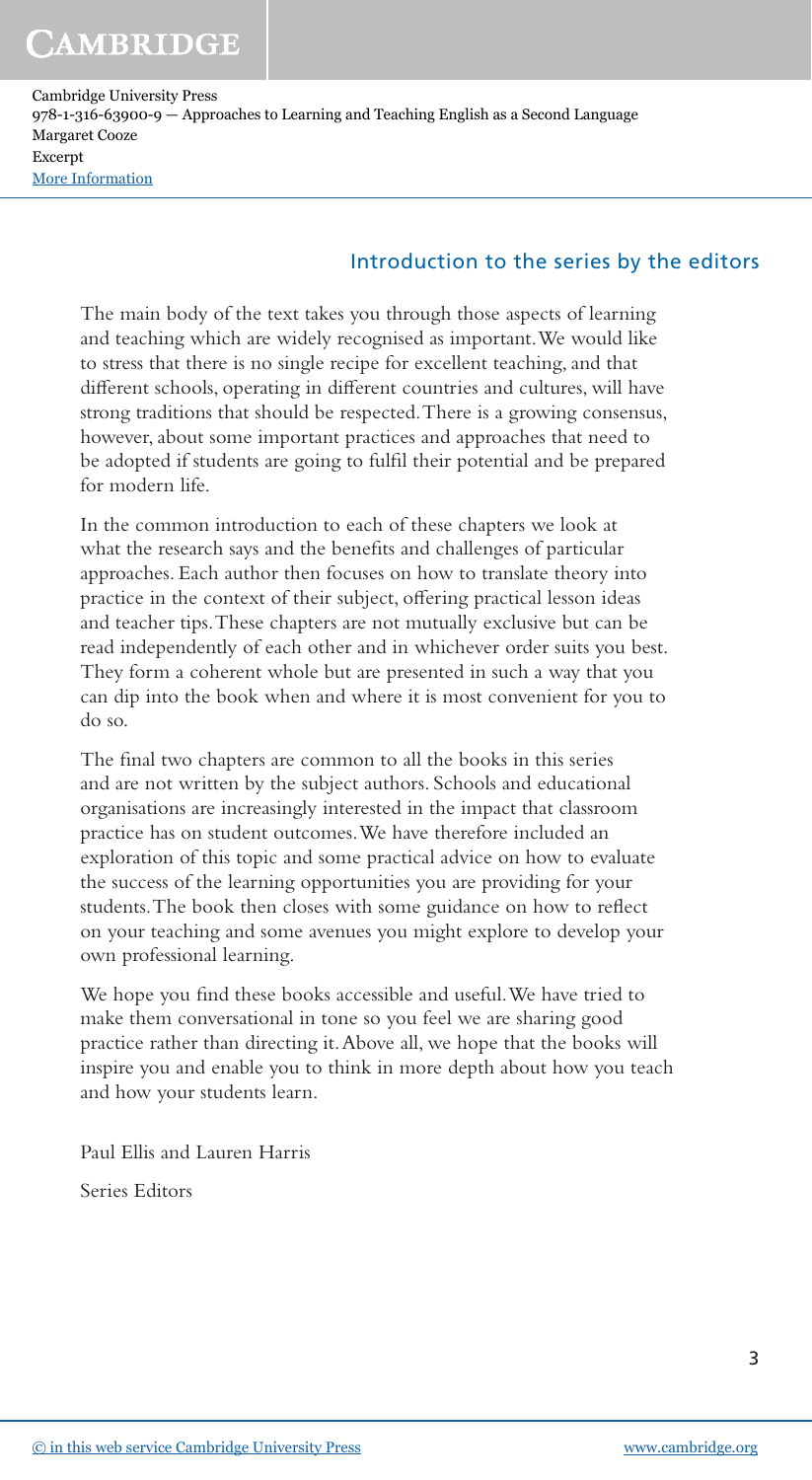## Introduction to the series by the editors

The main body of the text takes you through those aspects of learning and teaching which are widely recognised as important. We would like to stress that there is no single recipe for excellent teaching, and that different schools, operating in different countries and cultures, will have strong traditions that should be respected. There is a growing consensus, however, about some important practices and approaches that need to be adopted if students are going to fulfil their potential and be prepared for modern life.

In the common introduction to each of these chapters we look at what the research says and the benefits and challenges of particular approaches. Each author then focuses on how to translate theory into practice in the context of their subject, offering practical lesson ideas and teacher tips. These chapters are not mutually exclusive but can be read independently of each other and in whichever order suits you best. They form a coherent whole but are presented in such a way that you can dip into the book when and where it is most convenient for you to do so.

The final two chapters are common to all the books in this series and are not written by the subject authors. Schools and educational organisations are increasingly interested in the impact that classroom practice has on student outcomes. We have therefore included an exploration of this topic and some practical advice on how to evaluate the success of the learning opportunities you are providing for your students. The book then closes with some guidance on how to reflect on your teaching and some avenues you might explore to develop your own professional learning.

We hope you find these books accessible and useful. We have tried to make them conversational in tone so you feel we are sharing good practice rather than directing it. Above all, we hope that the books will inspire you and enable you to think in more depth about how you teach and how your students learn.

Paul Ellis and Lauren Harris

Series Editors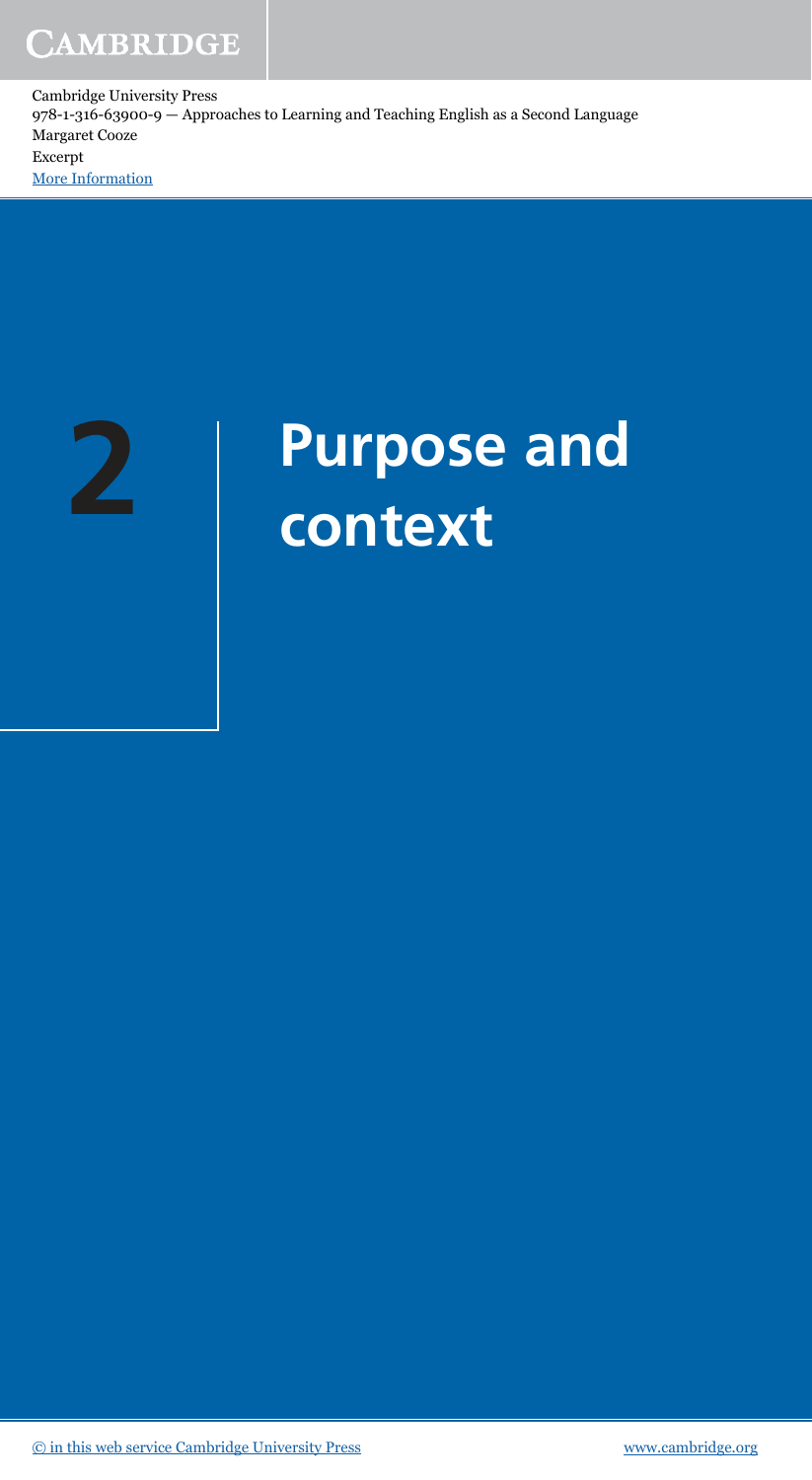# 2 Purpose and context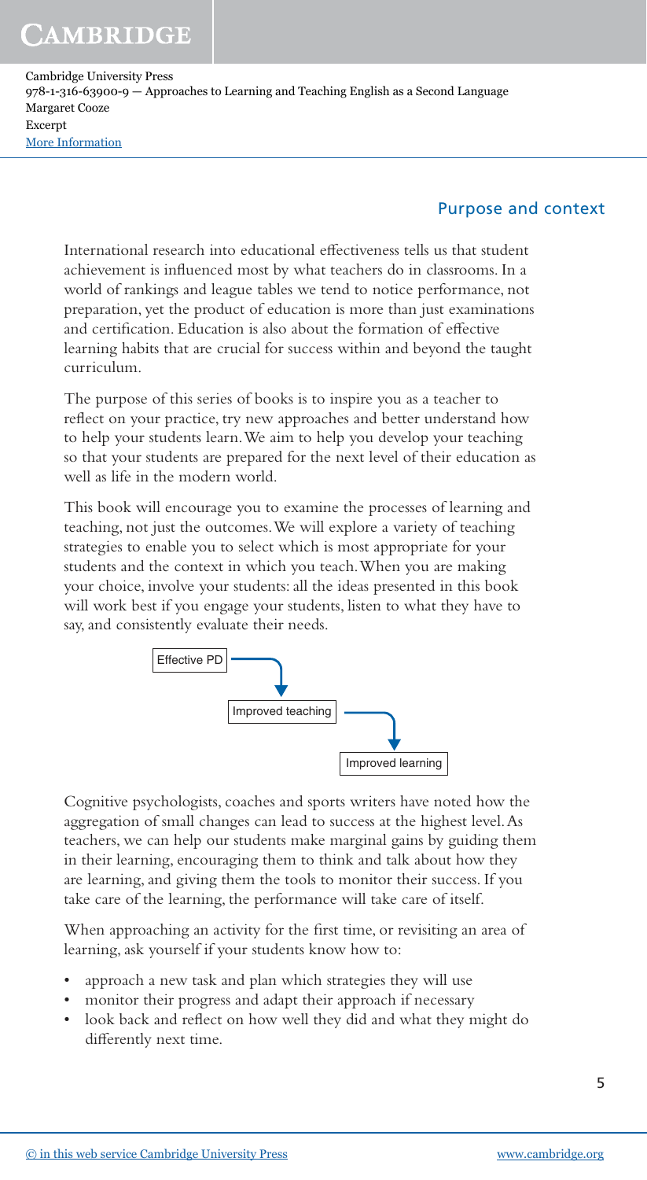## Purpose and context

International research into educational effectiveness tells us that student achievement is influenced most by what teachers do in classrooms. In a world of rankings and league tables we tend to notice performance, not preparation, yet the product of education is more than just examinations and certification. Education is also about the formation of effective learning habits that are crucial for success within and beyond the taught curriculum.

The purpose of this series of books is to inspire you as a teacher to reflect on your practice, try new approaches and better understand how to help your students learn. We aim to help you develop your teaching so that your students are prepared for the next level of their education as well as life in the modern world.

This book will encourage you to examine the processes of learning and teaching, not just the outcomes. We will explore a variety of teaching strategies to enable you to select which is most appropriate for your students and the context in which you teach. When you are making your choice, involve your students: all the ideas presented in this book will work best if you engage your students, listen to what they have to say, and consistently evaluate their needs.

Effective PD → Improved teaching → Improved learning

Cognitive psychologists, coaches and sports writers have noted how the aggregation of small changes can lead to success at the highest level. As teachers, we can help our students make marginal gains by guiding them in their learning, encouraging them to think and talk about how they are learning, and giving them the tools to monitor their success. If you take care of the learning, the performance will take care of itself.

When approaching an activity for the first time, or revisiting an area of learning, ask yourself if your students know how to:

- approach a new task and plan which strategies they will use
- monitor their progress and adapt their approach if necessary
- look back and reflect on how well they did and what they might do differently next time.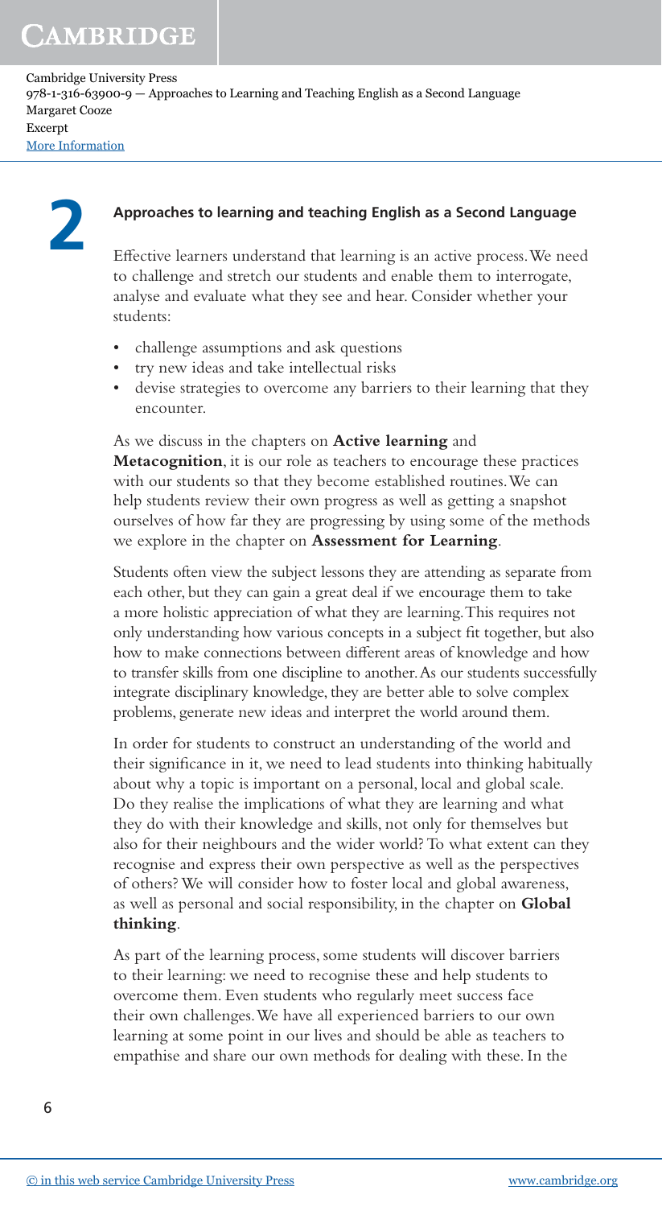# 2 Approaches to learning and teaching English as a Second Language

Effective learners understand that learning is an active process. We need to challenge and stretch our students and enable them to interrogate, analyse and evaluate what they see and hear. Consider whether your students:

- challenge assumptions and ask questions
- try new ideas and take intellectual risks
- devise strategies to overcome any barriers to their learning that they encounter.

As we discuss in the chapters on **Active learning** and **Metacognition**, it is our role as teachers to encourage these practices with our students so that they become established routines. We can help students review their own progress as well as getting a snapshot ourselves of how far they are progressing by using some of the methods we explore in the chapter on **Assessment for Learning**.

Students often view the subject lessons they are attending as separate from each other, but they can gain a great deal if we encourage them to take a more holistic appreciation of what they are learning. This requires not only understanding how various concepts in a subject fit together, but also how to make connections between different areas of knowledge and how to transfer skills from one discipline to another. As our students successfully integrate disciplinary knowledge, they are better able to solve complex problems, generate new ideas and interpret the world around them.

In order for students to construct an understanding of the world and their significance in it, we need to lead students into thinking habitually about why a topic is important on a personal, local and global scale. Do they realise the implications of what they are learning and what they do with their knowledge and skills, not only for themselves but also for their neighbours and the wider world? To what extent can they recognise and express their own perspective as well as the perspectives of others? We will consider how to foster local and global awareness, as well as personal and social responsibility, in the chapter on **Global thinking**.

As part of the learning process, some students will discover barriers to their learning: we need to recognise these and help students to overcome them. Even students who regularly meet success face their own challenges. We have all experienced barriers to our own learning at some point in our lives and should be able as teachers to empathise and share our own methods for dealing with these. In the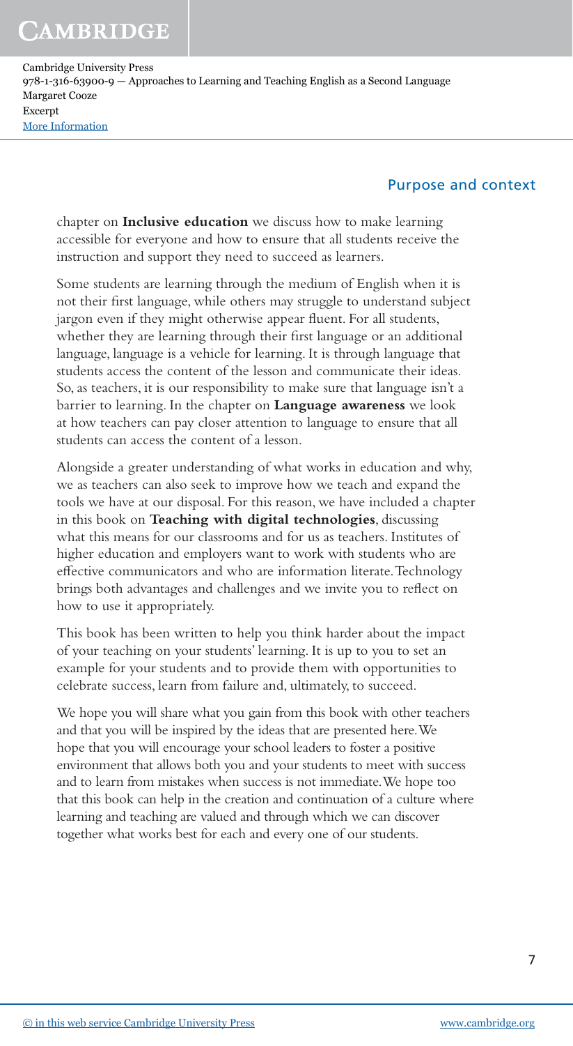chapter on **Inclusive education** we discuss how to make learning accessible for everyone and how to ensure that all students receive the instruction and support they need to succeed as learners.

Some students are learning through the medium of English when it is not their first language, while others may struggle to understand subject jargon even if they might otherwise appear fluent. For all students, whether they are learning through their first language or an additional language, language is a vehicle for learning. It is through language that students access the content of the lesson and communicate their ideas. So, as teachers, it is our responsibility to make sure that language isn't a barrier to learning. In the chapter on **Language awareness** we look at how teachers can pay closer attention to language to ensure that all students can access the content of a lesson.

Alongside a greater understanding of what works in education and why, we as teachers can also seek to improve how we teach and expand the tools we have at our disposal. For this reason, we have included a chapter in this book on **Teaching with digital technologies**, discussing what this means for our classrooms and for us as teachers. Institutes of higher education and employers want to work with students who are effective communicators and who are information literate. Technology brings both advantages and challenges and we invite you to reflect on how to use it appropriately.

This book has been written to help you think harder about the impact of your teaching on your students' learning. It is up to you to set an example for your students and to provide them with opportunities to celebrate success, learn from failure and, ultimately, to succeed.

We hope you will share what you gain from this book with other teachers and that you will be inspired by the ideas that are presented here. We hope that you will encourage your school leaders to foster a positive environment that allows both you and your students to meet with success and to learn from mistakes when success is not immediate. We hope too that this book can help in the creation and continuation of a culture where learning and teaching are valued and through which we can discover together what works best for each and every one of our students.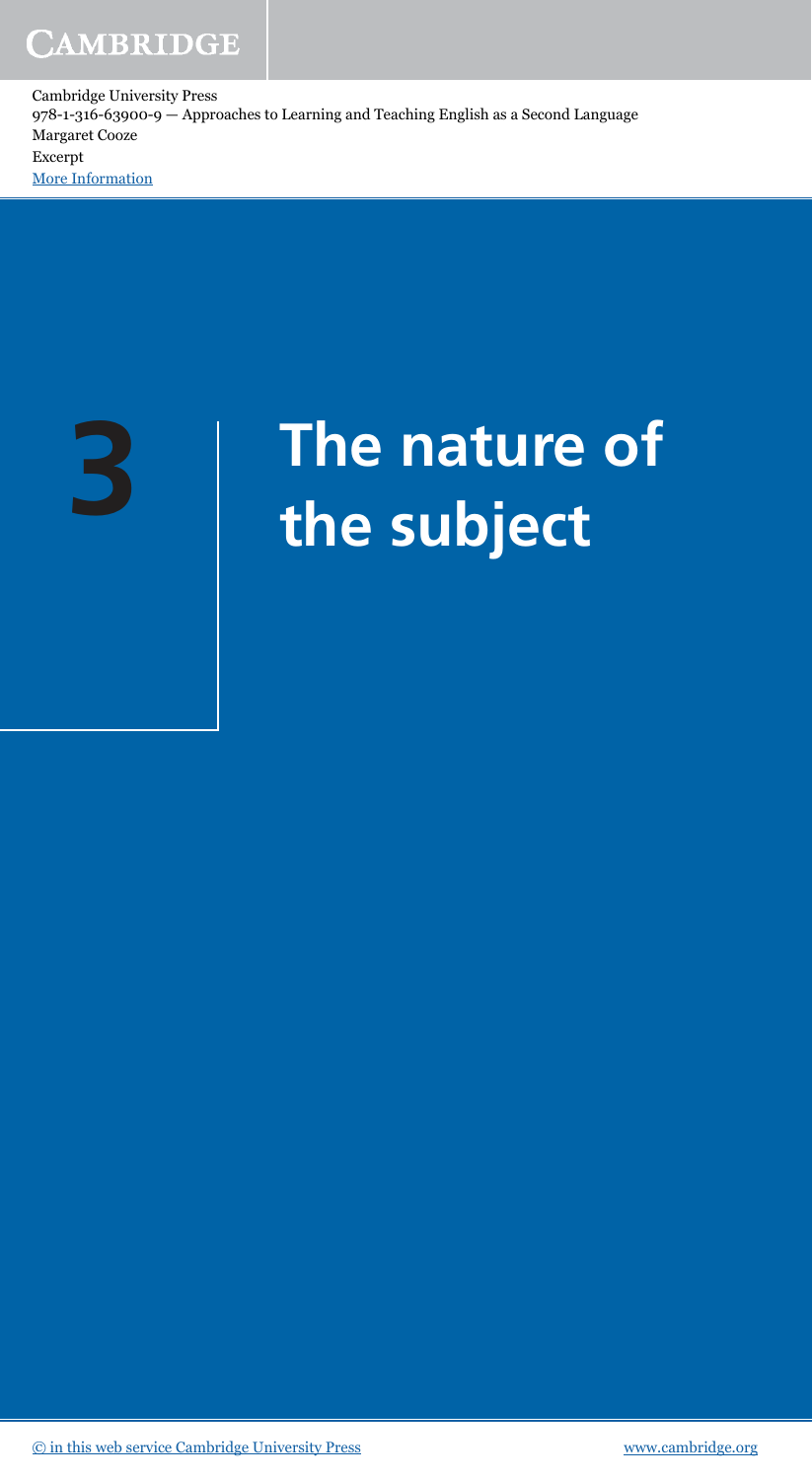# 3 The nature of the subject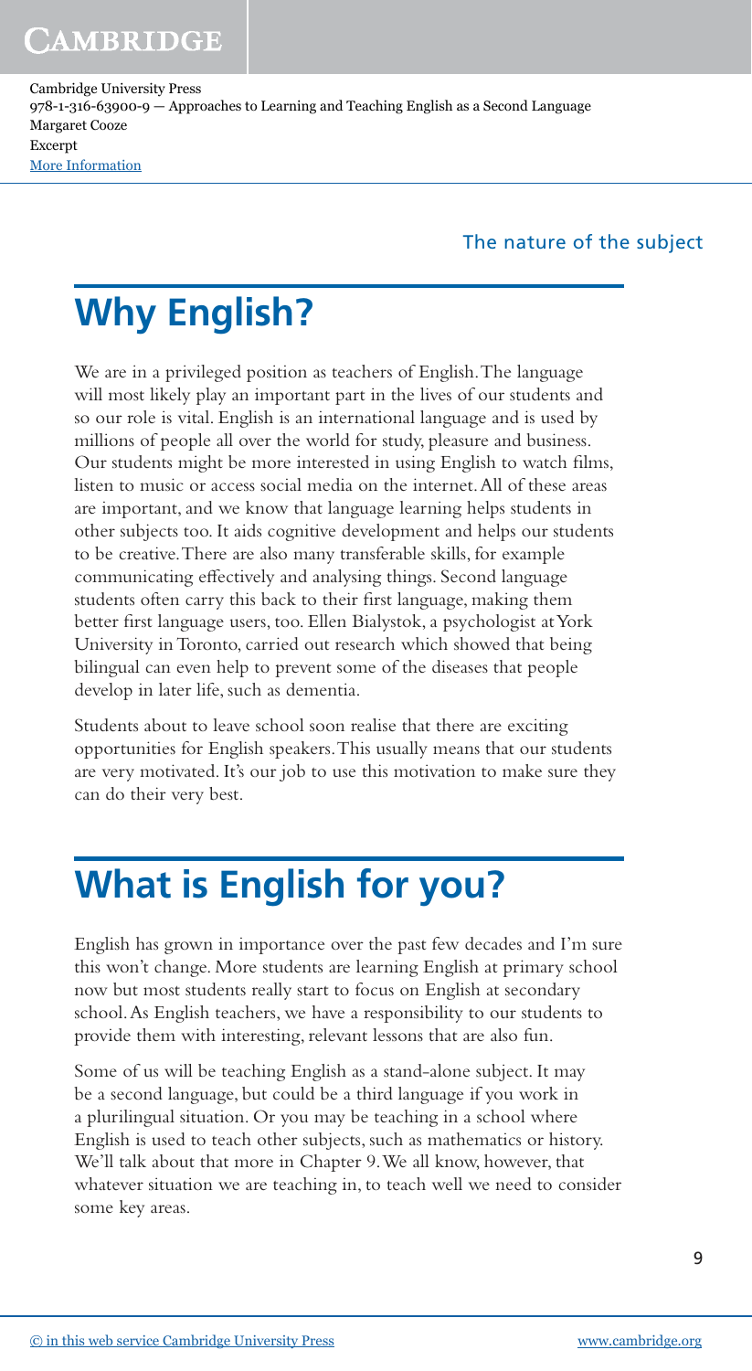# Why English?

We are in a privileged position as teachers of English. The language will most likely play an important part in the lives of our students and so our role is vital. English is an international language and is used by millions of people all over the world for study, pleasure and business. Our students might be more interested in using English to watch films, listen to music or access social media on the internet. All of these areas are important, and we know that language learning helps students in other subjects too. It aids cognitive development and helps our students to be creative. There are also many transferable skills, for example communicating effectively and analysing things. Second language students often carry this back to their first language, making them better first language users, too. Ellen Bialystok, a psychologist at York University in Toronto, carried out research which showed that being bilingual can even help to prevent some of the diseases that people develop in later life, such as dementia.

Students about to leave school soon realise that there are exciting opportunities for English speakers. This usually means that our students are very motivated. It's our job to use this motivation to make sure they can do their very best.

# What is English for you?

English has grown in importance over the past few decades and I'm sure this won't change. More students are learning English at primary school now but most students really start to focus on English at secondary school. As English teachers, we have a responsibility to our students to provide them with interesting, relevant lessons that are also fun.

Some of us will be teaching English as a stand-alone subject. It may be a second language, but could be a third language if you work in a plurilingual situation. Or you may be teaching in a school where English is used to teach other subjects, such as mathematics or history. We'll talk about that more in Chapter 9. We all know, however, that whatever situation we are teaching in, to teach well we need to consider some key areas.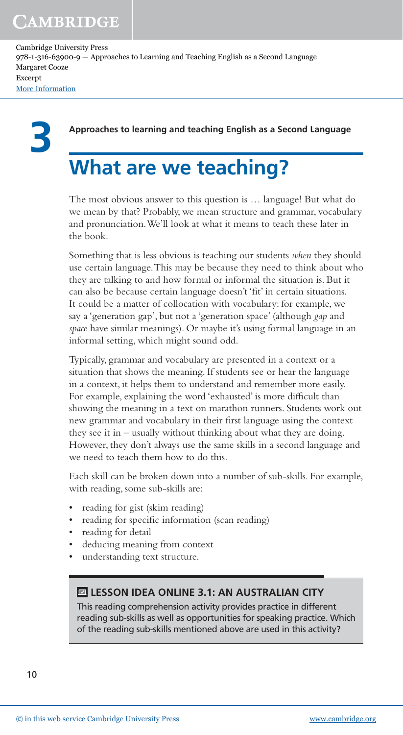# 3

**Approaches to learning and teaching English as a Second Language**

## What are we teaching?

The most obvious answer to this question is … language! But what do we mean by that? Probably, we mean structure and grammar, vocabulary and pronunciation. We'll look at what it means to teach these later in the book.

Something that is less obvious is teaching our students *when* they should use certain language. This may be because they need to think about who they are talking to and how formal or informal the situation is. But it can also be because certain language doesn't 'fit' in certain situations. It could be a matter of collocation with vocabulary: for example, we say a 'generation gap', but not a 'generation space' (although *gap* and *space* have similar meanings). Or maybe it's using formal language in an informal setting, which might sound odd.

Typically, grammar and vocabulary are presented in a context or a situation that shows the meaning. If students see or hear the language in a context, it helps them to understand and remember more easily. For example, explaining the word 'exhausted' is more difficult than showing the meaning in a text on marathon runners. Students work out new grammar and vocabulary in their first language using the context they see it in – usually without thinking about what they are doing. However, they don't always use the same skills in a second language and we need to teach them how to do this.

Each skill can be broken down into a number of sub-skills. For example, with reading, some sub-skills are:

- reading for gist (skim reading)
- reading for specific information (scan reading)
- reading for detail
- deducing meaning from context
- understanding text structure.

### LESSON IDEA ONLINE 3.1: AN AUSTRALIAN CITY

This reading comprehension activity provides practice in different reading sub-skills as well as opportunities for speaking practice. Which of the reading sub-skills mentioned above are used in this activity?